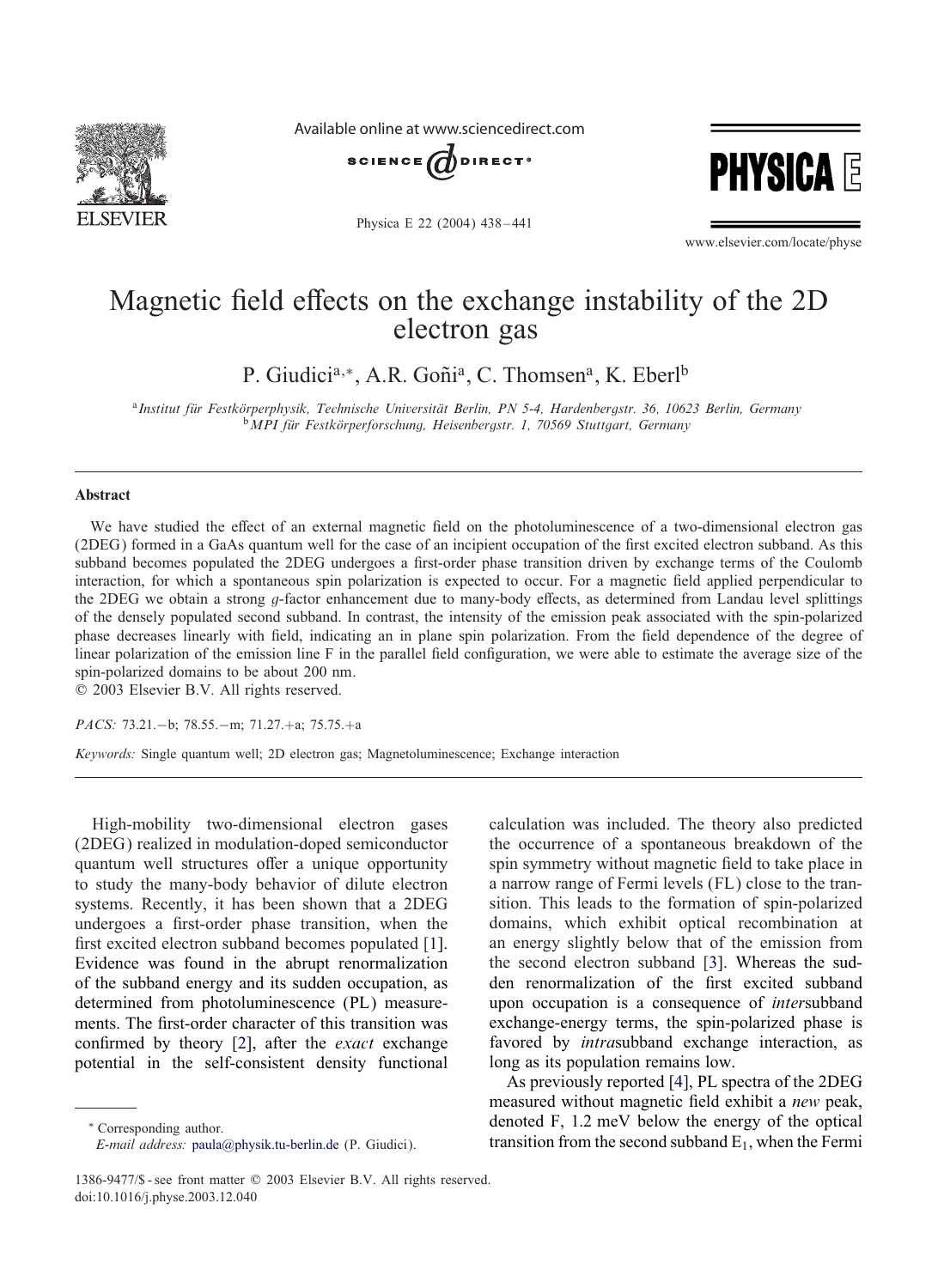# Magnetic field effects on the exchange instability of the 2D electron gas

P. Giudici[a,*], A.R. Goñi[a], C. Thomsen[a], K. Eberl[b]

[a] *Institut für Festkörperphysik, Technische Universität Berlin, PN 5-4, Hardenbergstr. 36, 10623 Berlin, Germany*
[b] *MPI für Festkörperforschung, Heisenbergstr. 1, 70569 Stuttgart, Germany*

---

## Abstract

We have studied the effect of an external magnetic field on the photoluminescence of a two-dimensional electron gas (2DEG) formed in a GaAs quantum well for the case of an incipient occupation of the first excited electron subband. As this subband becomes populated the 2DEG undergoes a first-order phase transition driven by exchange terms of the Coulomb interaction, for which a spontaneous spin polarization is expected to occur. For a magnetic field applied perpendicular to the 2DEG we obtain a strong $g$-factor enhancement due to many-body effects, as determined from Landau level splittings of the densely populated second subband. In contrast, the intensity of the emission peak associated with the spin-polarized phase decreases linearly with field, indicating an in plane spin polarization. From the field dependence of the degree of linear polarization of the emission line F in the parallel field configuration, we were able to estimate the average size of the spin-polarized domains to be about 200 nm.

© 2003 Elsevier B.V. All rights reserved.

*PACS:* 73.21.−b; 78.55.−m; 71.27.+a; 75.75.+a

*Keywords:* Single quantum well; 2D electron gas; Magnetoluminescence; Exchange interaction

---

High-mobility two-dimensional electron gases (2DEG) realized in modulation-doped semiconductor quantum well structures offer a unique opportunity to study the many-body behavior of dilute electron systems. Recently, it has been shown that a 2DEG undergoes a first-order phase transition, when the first excited electron subband becomes populated [1]. Evidence was found in the abrupt renormalization of the subband energy and its sudden occupation, as determined from photoluminescence (PL) measurements. The first-order character of this transition was confirmed by theory [2], after the *exact* exchange potential in the self-consistent density functional calculation was included. The theory also predicted the occurrence of a spontaneous breakdown of the spin symmetry without magnetic field to take place in a narrow range of Fermi levels (FL) close to the transition. This leads to the formation of spin-polarized domains, which exhibit optical recombination at an energy slightly below that of the emission from the second electron subband [3]. Whereas the sudden renormalization of the first excited subband upon occupation is a consequence of *inter*subband exchange-energy terms, the spin-polarized phase is favored by *intra*subband exchange interaction, as long as its population remains low.

As previously reported [4], PL spectra of the 2DEG measured without magnetic field exhibit a *new* peak, denoted F, 1.2 meV below the energy of the optical transition from the second subband $E_1$, when the Fermi

---

* Corresponding author.
*E-mail address:* paula@physik.tu-berlin.de (P. Giudici).

1386-9477/$ - see front matter © 2003 Elsevier B.V. All rights reserved.
doi:10.1016/j.physe.2003.12.040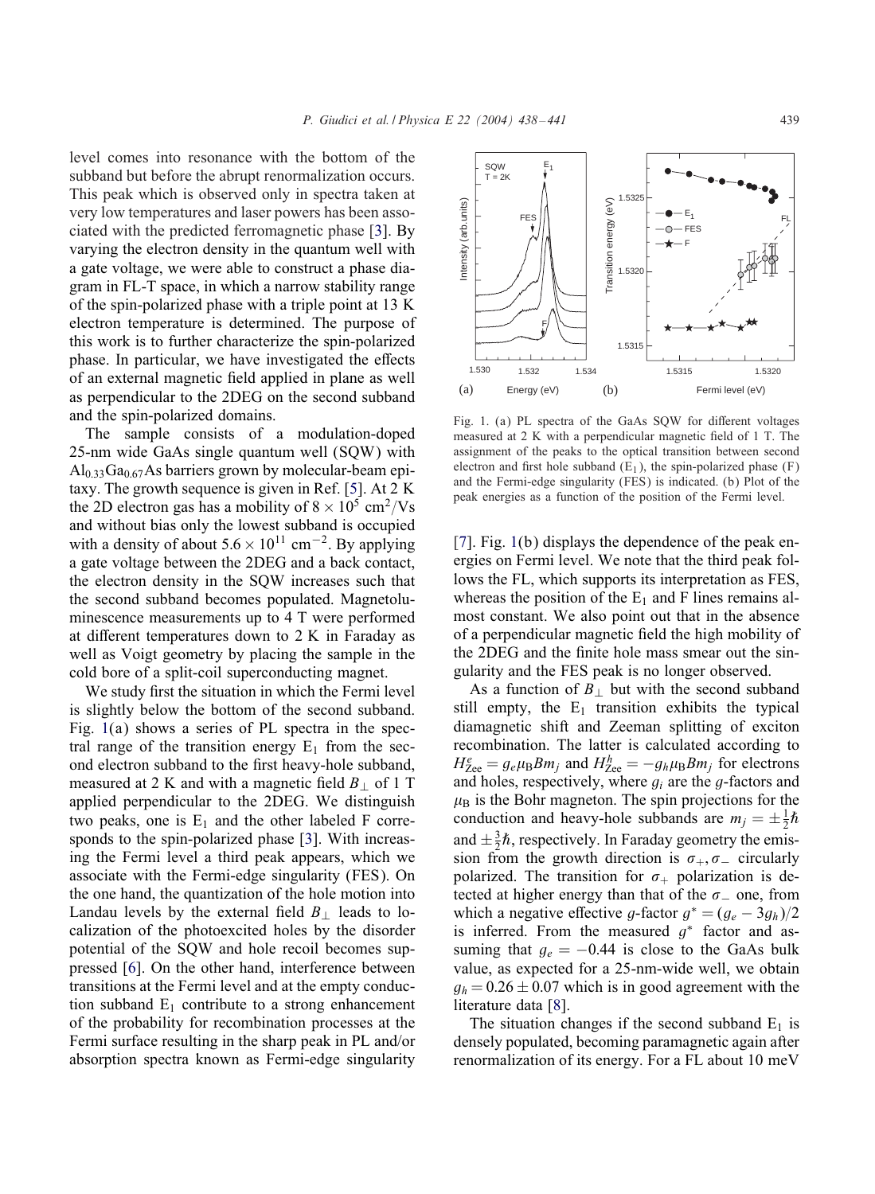level comes into resonance with the bottom of the subband but before the abrupt renormalization occurs. This peak which is observed only in spectra taken at very low temperatures and laser powers has been associated with the predicted ferromagnetic phase [3]. By varying the electron density in the quantum well with a gate voltage, we were able to construct a phase diagram in FL-T space, in which a narrow stability range of the spin-polarized phase with a triple point at 13 K electron temperature is determined. The purpose of this work is to further characterize the spin-polarized phase. In particular, we have investigated the effects of an external magnetic field applied in plane as well as perpendicular to the 2DEG on the second subband and the spin-polarized domains.

The sample consists of a modulation-doped 25-nm wide GaAs single quantum well (SQW) with $Al_{0.33}Ga_{0.67}As$ barriers grown by molecular-beam epitaxy. The growth sequence is given in Ref. [5]. At 2 K the 2D electron gas has a mobility of $8 \times 10^5$ cm$^2$/Vs and without bias only the lowest subband is occupied with a density of about $5.6 \times 10^{11}$ cm$^{-2}$. By applying a gate voltage between the 2DEG and a back contact, the electron density in the SQW increases such that the second subband becomes populated. Magnetoluminescence measurements up to 4 T were performed at different temperatures down to 2 K in Faraday as well as Voigt geometry by placing the sample in the cold bore of a split-coil superconducting magnet.

We study first the situation in which the Fermi level is slightly below the bottom of the second subband. Fig. 1(a) shows a series of PL spectra in the spectral range of the transition energy $E_1$ from the second electron subband to the first heavy-hole subband, measured at 2 K and with a magnetic field $B_\perp$ of 1 T applied perpendicular to the 2DEG. We distinguish two peaks, one is $E_1$ and the other labeled F corresponds to the spin-polarized phase [3]. With increasing the Fermi level a third peak appears, which we associate with the Fermi-edge singularity (FES). On the one hand, the quantization of the hole motion into Landau levels by the external field $B_\perp$ leads to localization of the photoexcited holes by the disorder potential of the SQW and hole recoil becomes suppressed [6]. On the other hand, interference between transitions at the Fermi level and at the empty conduction subband $E_1$ contribute to a strong enhancement of the probability for recombination processes at the Fermi surface resulting in the sharp peak in PL and/or absorption spectra known as Fermi-edge singularity

SQW
T = 2K
E1
FES
F
Intensity (arb.units)
1.530
1.532
1.534
(a)
Energy (eV)

1.5325
1.5320
1.5315
Transition energy (eV)
E1
FES
F
FL
1.5315
1.5320
(b)
Fermi level (eV)

Fig. 1. (a) PL spectra of the GaAs SQW for different voltages measured at 2 K with a perpendicular magnetic field of 1 T. The assignment of the peaks to the optical transition between second electron and first hole subband ($E_1$), the spin-polarized phase (F) and the Fermi-edge singularity (FES) is indicated. (b) Plot of the peak energies as a function of the position of the Fermi level.

[7]. Fig. 1(b) displays the dependence of the peak energies on Fermi level. We note that the third peak follows the FL, which supports its interpretation as FES, whereas the position of the $E_1$ and F lines remains almost constant. We also point out that in the absence of a perpendicular magnetic field the high mobility of the 2DEG and the finite hole mass smear out the singularity and the FES peak is no longer observed.

As a function of $B_\perp$ but with the second subband still empty, the $E_1$ transition exhibits the typical diamagnetic shift and Zeeman splitting of exciton recombination. The latter is calculated according to $H^e_{\text{Zee}} = g_e \mu_B B m_j$ and $H^h_{\text{Zee}} = -g_h \mu_B B m_j$ for electrons and holes, respectively, where $g_i$ are the $g$-factors and $\mu_B$ is the Bohr magneton. The spin projections for the conduction and heavy-hole subbands are $m_j = \pm\frac{1}{2}\hbar$ and $\pm\frac{3}{2}\hbar$, respectively. In Faraday geometry the emission from the growth direction is $\sigma_+, \sigma_-$ circularly polarized. The transition for $\sigma_+$ polarization is detected at higher energy than that of the $\sigma_-$ one, from which a negative effective $g$-factor $g^* = (g_e - 3g_h)/2$ is inferred. From the measured $g^*$ factor and assuming that $g_e = -0.44$ is close to the GaAs bulk value, as expected for a 25-nm-wide well, we obtain $g_h = 0.26 \pm 0.07$ which is in good agreement with the literature data [8].

The situation changes if the second subband $E_1$ is densely populated, becoming paramagnetic again after renormalization of its energy. For a FL about 10 meV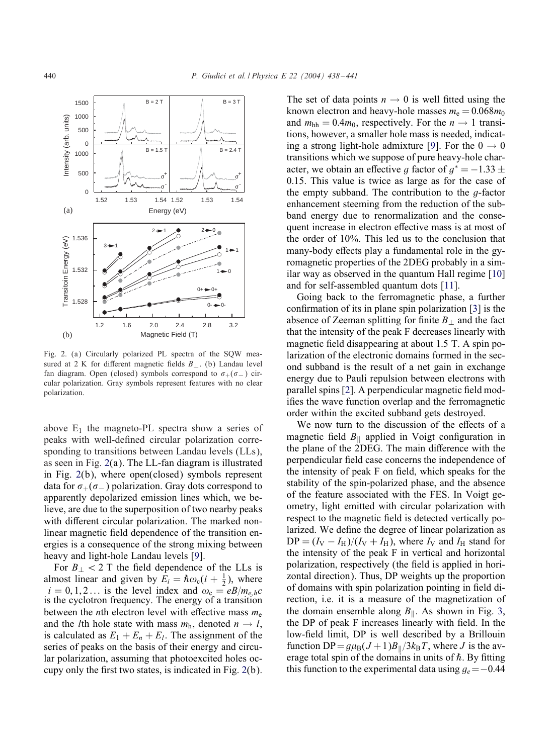(a)

B = 2 T

B = 3 T

B = 1.5 T

B = 2.4 T

Intensity (arb. units)

Energy (eV)

$\sigma^+$

$\sigma^-$

(b)

Transitoin Energy (eV)

Magnetic Field (T)

2→1

2→0

3→1

1→1

1→0

0+→0+

0-→0-

Fig. 2. (a) Circularly polarized PL spectra of the SQW measured at 2 K for different magnetic fields $B_\perp$. (b) Landau level fan diagram. Open (closed) symbols correspond to $\sigma_+(\sigma_-)$ circular polarization. Gray symbols represent features with no clear polarization.

above $E_1$ the magneto-PL spectra show a series of peaks with well-defined circular polarization corresponding to transitions between Landau levels (LLs), as seen in Fig. 2(a). The LL-fan diagram is illustrated in Fig. 2(b), where open(closed) symbols represent data for $\sigma_+(\sigma_-)$ polarization. Gray dots correspond to apparently depolarized emission lines which, we believe, are due to the superposition of two nearby peaks with different circular polarization. The marked non-linear magnetic field dependence of the transition energies is a consequence of the strong mixing between heavy and light-hole Landau levels [9].

For $B_\perp < 2$ T the field dependence of the LLs is almost linear and given by $E_i = \hbar\omega_c(i + \frac{1}{2})$, where $i = 0, 1, 2 \ldots$ is the level index and $\omega_c = eB/m_{e,h}c$ is the cyclotron frequency. The energy of a transition between the $n$th electron level with effective mass $m_e$ and the $l$th hole state with mass $m_h$, denoted $n \to l$, is calculated as $E_1 + E_n + E_l$. The assignment of the series of peaks on the basis of their energy and circular polarization, assuming that photoexcited holes occupy only the first two states, is indicated in Fig. 2(b). The set of data points $n \to 0$ is well fitted using the known electron and heavy-hole masses $m_e = 0.068m_0$ and $m_{hh} = 0.4m_0$, respectively. For the $n \to 1$ transitions, however, a smaller hole mass is needed, indicating a strong light-hole admixture [9]. For the $0 \to 0$ transitions which we suppose of pure heavy-hole character, we obtain an effective $g$ factor of $g^* = -1.33 \pm 0.15$. This value is twice as large as for the case of the empty subband. The contribution to the $g$-factor enhancement steeming from the reduction of the subband energy due to renormalization and the consequent increase in electron effective mass is at most of the order of 10%. This led us to the conclusion that many-body effects play a fundamental role in the gyromagnetic properties of the 2DEG probably in a similar way as observed in the quantum Hall regime [10] and for self-assembled quantum dots [11].

Going back to the ferromagnetic phase, a further confirmation of its in plane spin polarization [3] is the absence of Zeeman splitting for finite $B_\perp$ and the fact that the intensity of the peak F decreases linearly with magnetic field disappearing at about 1.5 T. A spin polarization of the electronic domains formed in the second subband is the result of a net gain in exchange energy due to Pauli repulsion between electrons with parallel spins [2]. A perpendicular magnetic field modifies the wave function overlap and the ferromagnetic order within the excited subband gets destroyed.

We now turn to the discussion of the effects of a magnetic field $B_\parallel$ applied in Voigt configuration in the plane of the 2DEG. The main difference with the perpendicular field case concerns the independence of the intensity of peak F on field, which speaks for the stability of the spin-polarized phase, and the absence of the feature associated with the FES. In Voigt geometry, light emitted with circular polarization with respect to the magnetic field is detected vertically polarized. We define the degree of linear polarization as $\mathrm{DP} = (I_V - I_H)/(I_V + I_H)$, where $I_V$ and $I_H$ stand for the intensity of the peak F in vertical and horizontal polarization, respectively (the field is applied in horizontal direction). Thus, DP weights up the proportion of domains with spin polarization pointing in field direction, i.e. it is a measure of the magnetization of the domain ensemble along $B_\parallel$. As shown in Fig. 3, the DP of peak F increases linearly with field. In the low-field limit, DP is well described by a Brillouin function $\mathrm{DP} = g\mu_B(J+1)B_\parallel/3k_BT$, where $J$ is the average total spin of the domains in units of $\hbar$. By fitting this function to the experimental data using $g_e = -0.44$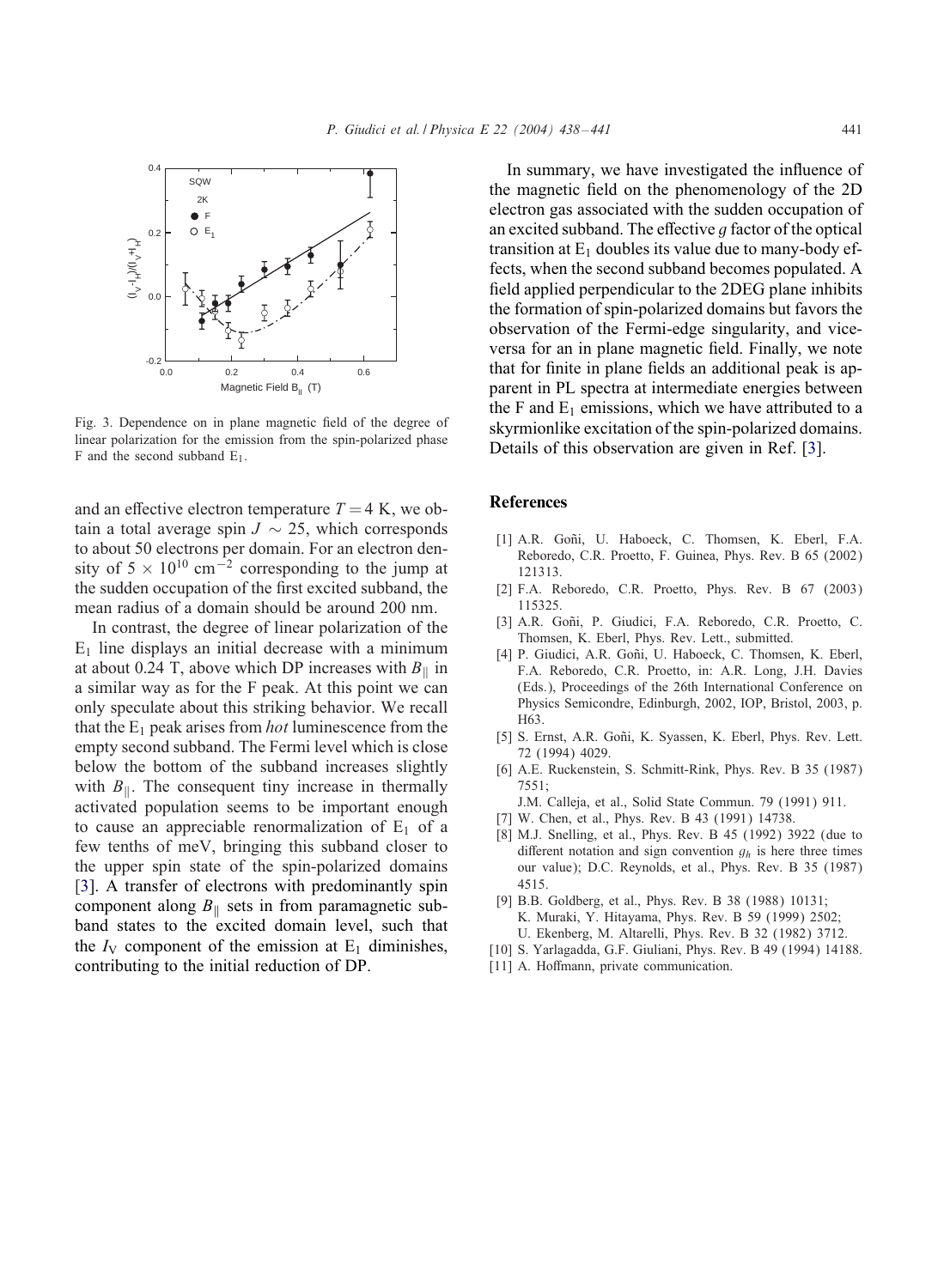SQW

2K

F

$E_1$

$(I_V-I_H)/(I_V+I_H)$

0.4

0.2

0.0

-0.2

0.0

0.2

0.4

0.6

Magnetic Field $B_{||}$ (T)

Fig. 3. Dependence on in plane magnetic field of the degree of linear polarization for the emission from the spin-polarized phase F and the second subband $E_1$.

and an effective electron temperature $T = 4$ K, we obtain a total average spin $J \sim 25$, which corresponds to about 50 electrons per domain. For an electron density of $5 \times 10^{10}$ cm$^{-2}$ corresponding to the jump at the sudden occupation of the first excited subband, the mean radius of a domain should be around 200 nm.

In contrast, the degree of linear polarization of the $E_1$ line displays an initial decrease with a minimum at about 0.24 T, above which DP increases with $B_{||}$ in a similar way as for the F peak. At this point we can only speculate about this striking behavior. We recall that the $E_1$ peak arises from *hot* luminescence from the empty second subband. The Fermi level which is close below the bottom of the subband increases slightly with $B_{||}$. The consequent tiny increase in thermally activated population seems to be important enough to cause an appreciable renormalization of $E_1$ of a few tenths of meV, bringing this subband closer to the upper spin state of the spin-polarized domains [3]. A transfer of electrons with predominantly spin component along $B_{||}$ sets in from paramagnetic subband states to the excited domain level, such that the $I_V$ component of the emission at $E_1$ diminishes, contributing to the initial reduction of DP.

In summary, we have investigated the influence of the magnetic field on the phenomenology of the 2D electron gas associated with the sudden occupation of an excited subband. The effective $g$ factor of the optical transition at $E_1$ doubles its value due to many-body effects, when the second subband becomes populated. A field applied perpendicular to the 2DEG plane inhibits the formation of spin-polarized domains but favors the observation of the Fermi-edge singularity, and vice-versa for an in plane magnetic field. Finally, we note that for finite in plane fields an additional peak is apparent in PL spectra at intermediate energies between the F and $E_1$ emissions, which we have attributed to a skyrmionlike excitation of the spin-polarized domains. Details of this observation are given in Ref. [3].

## References

[1] A.R. Goñi, U. Haboeck, C. Thomsen, K. Eberl, F.A. Reboredo, C.R. Proetto, F. Guinea, Phys. Rev. B 65 (2002) 121313.

[2] F.A. Reboredo, C.R. Proetto, Phys. Rev. B 67 (2003) 115325.

[3] A.R. Goñi, P. Giudici, F.A. Reboredo, C.R. Proetto, C. Thomsen, K. Eberl, Phys. Rev. Lett., submitted.

[4] P. Giudici, A.R. Goñi, U. Haboeck, C. Thomsen, K. Eberl, F.A. Reboredo, C.R. Proetto, in: A.R. Long, J.H. Davies (Eds.), Proceedings of the 26th International Conference on Physics Semicondre, Edinburgh, 2002, IOP, Bristol, 2003, p. H63.

[5] S. Ernst, A.R. Goñi, K. Syassen, K. Eberl, Phys. Rev. Lett. 72 (1994) 4029.

[6] A.E. Ruckenstein, S. Schmitt-Rink, Phys. Rev. B 35 (1987) 7551;
J.M. Calleja, et al., Solid State Commun. 79 (1991) 911.

[7] W. Chen, et al., Phys. Rev. B 43 (1991) 14738.

[8] M.J. Snelling, et al., Phys. Rev. B 45 (1992) 3922 (due to different notation and sign convention $g_h$ is here three times our value); D.C. Reynolds, et al., Phys. Rev. B 35 (1987) 4515.

[9] B.B. Goldberg, et al., Phys. Rev. B 38 (1988) 10131;
K. Muraki, Y. Hitayama, Phys. Rev. B 59 (1999) 2502;
U. Ekenberg, M. Altarelli, Phys. Rev. B 32 (1982) 3712.

[10] S. Yarlagadda, G.F. Giuliani, Phys. Rev. B 49 (1994) 14188.

[11] A. Hoffmann, private communication.